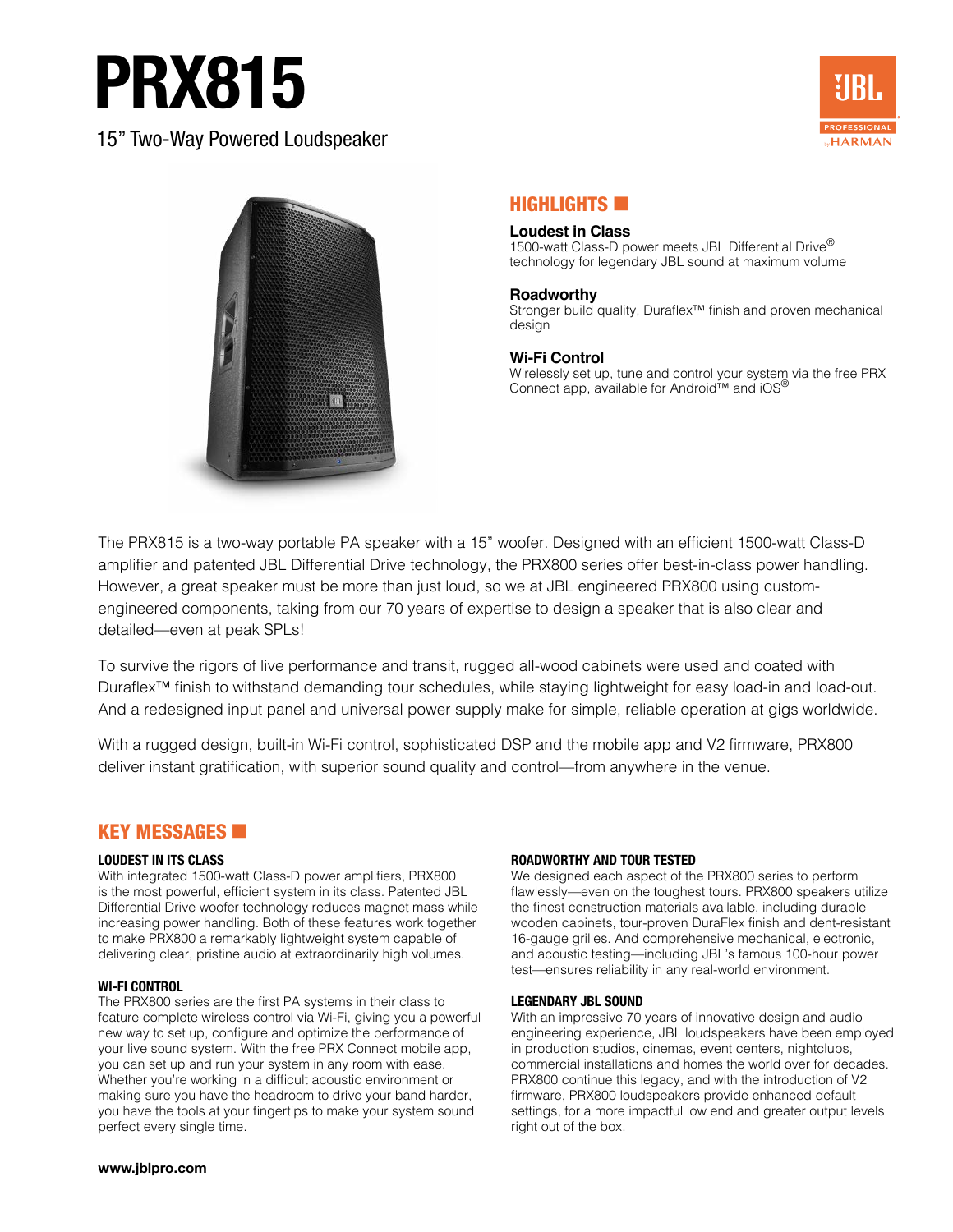# PRX815

15" Two-Way Powered Loudspeaker

## HIGHLIGHTS

**Loudest in Class**
1500-watt Class-D power meets JBL Differential Drive® technology for legendary JBL sound at maximum volume

**Roadworthy**
Stronger build quality, Duraflex™ finish and proven mechanical design

**Wi-Fi Control**
Wirelessly set up, tune and control your system via the free PRX Connect app, available for Android™ and iOS®

The PRX815 is a two-way portable PA speaker with a 15" woofer. Designed with an efficient 1500-watt Class-D amplifier and patented JBL Differential Drive technology, the PRX800 series offer best-in-class power handling. However, a great speaker must be more than just loud, so we at JBL engineered PRX800 using custom-engineered components, taking from our 70 years of expertise to design a speaker that is also clear and detailed—even at peak SPLs!

To survive the rigors of live performance and transit, rugged all-wood cabinets were used and coated with Duraflex™ finish to withstand demanding tour schedules, while staying lightweight for easy load-in and load-out. And a redesigned input panel and universal power supply make for simple, reliable operation at gigs worldwide.

With a rugged design, built-in Wi-Fi control, sophisticated DSP and the mobile app and V2 firmware, PRX800 deliver instant gratification, with superior sound quality and control—from anywhere in the venue.

## KEY MESSAGES

### LOUDEST IN ITS CLASS

With integrated 1500-watt Class-D power amplifiers, PRX800 is the most powerful, efficient system in its class. Patented JBL Differential Drive woofer technology reduces magnet mass while increasing power handling. Both of these features work together to make PRX800 a remarkably lightweight system capable of delivering clear, pristine audio at extraordinarily high volumes.

### WI-FI CONTROL

The PRX800 series are the first PA systems in their class to feature complete wireless control via Wi-Fi, giving you a powerful new way to set up, configure and optimize the performance of your live sound system. With the free PRX Connect mobile app, you can set up and run your system in any room with ease. Whether you're working in a difficult acoustic environment or making sure you have the headroom to drive your band harder, you have the tools at your fingertips to make your system sound perfect every single time.

### ROADWORTHY AND TOUR TESTED

We designed each aspect of the PRX800 series to perform flawlessly—even on the toughest tours. PRX800 speakers utilize the finest construction materials available, including durable wooden cabinets, tour-proven DuraFlex finish and dent-resistant 16-gauge grilles. And comprehensive mechanical, electronic, and acoustic testing—including JBL's famous 100-hour power test—ensures reliability in any real-world environment.

### LEGENDARY JBL SOUND

With an impressive 70 years of innovative design and audio engineering experience, JBL loudspeakers have been employed in production studios, cinemas, event centers, nightclubs, commercial installations and homes the world over for decades. PRX800 continue this legacy, and with the introduction of V2 firmware, PRX800 loudspeakers provide enhanced default settings, for a more impactful low end and greater output levels right out of the box.

**www.jblpro.com**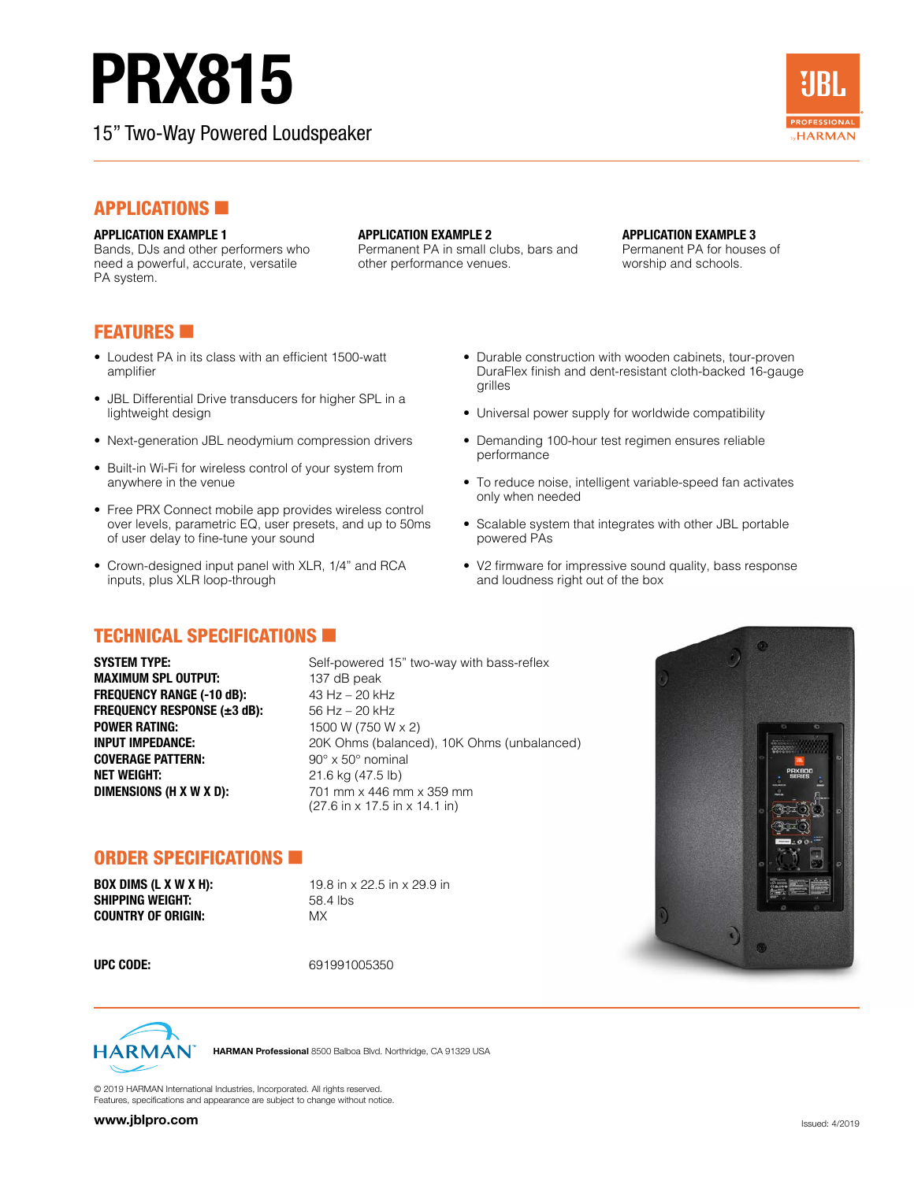# PRX815

15" Two-Way Powered Loudspeaker

## APPLICATIONS

**APPLICATION EXAMPLE 1**
Bands, DJs and other performers who need a powerful, accurate, versatile PA system.

**APPLICATION EXAMPLE 2**
Permanent PA in small clubs, bars and other performance venues.

**APPLICATION EXAMPLE 3**
Permanent PA for houses of worship and schools.

## FEATURES

- Loudest PA in its class with an efficient 1500-watt amplifier
- JBL Differential Drive transducers for higher SPL in a lightweight design
- Next-generation JBL neodymium compression drivers
- Built-in Wi-Fi for wireless control of your system from anywhere in the venue
- Free PRX Connect mobile app provides wireless control over levels, parametric EQ, user presets, and up to 50ms of user delay to fine-tune your sound
- Crown-designed input panel with XLR, 1/4" and RCA inputs, plus XLR loop-through
- Durable construction with wooden cabinets, tour-proven DuraFlex finish and dent-resistant cloth-backed 16-gauge grilles
- Universal power supply for worldwide compatibility
- Demanding 100-hour test regimen ensures reliable performance
- To reduce noise, intelligent variable-speed fan activates only when needed
- Scalable system that integrates with other JBL portable powered PAs
- V2 firmware for impressive sound quality, bass response and loudness right out of the box

## TECHNICAL SPECIFICATIONS

| | |
|---|---|
| **SYSTEM TYPE:** | Self-powered 15" two-way with bass-reflex |
| **MAXIMUM SPL OUTPUT:** | 137 dB peak |
| **FREQUENCY RANGE (-10 dB):** | 43 Hz – 20 kHz |
| **FREQUENCY RESPONSE (±3 dB):** | 56 Hz – 20 kHz |
| **POWER RATING:** | 1500 W (750 W x 2) |
| **INPUT IMPEDANCE:** | 20K Ohms (balanced), 10K Ohms (unbalanced) |
| **COVERAGE PATTERN:** | 90° x 50° nominal |
| **NET WEIGHT:** | 21.6 kg (47.5 lb) |
| **DIMENSIONS (H X W X D):** | 701 mm x 446 mm x 359 mm (27.6 in x 17.5 in x 14.1 in) |

## ORDER SPECIFICATIONS

| | |
|---|---|
| **BOX DIMS (L X W X H):** | 19.8 in x 22.5 in x 29.9 in |
| **SHIPPING WEIGHT:** | 58.4 lbs |
| **COUNTRY OF ORIGIN:** | MX |
| **UPC CODE:** | 691991005350 |

**HARMAN Professional** 8500 Balboa Blvd. Northridge, CA 91329 USA

© 2019 HARMAN International Industries, Incorporated. All rights reserved.
Features, specifications and appearance are subject to change without notice.

**www.jblpro.com**

Issued: 4/2019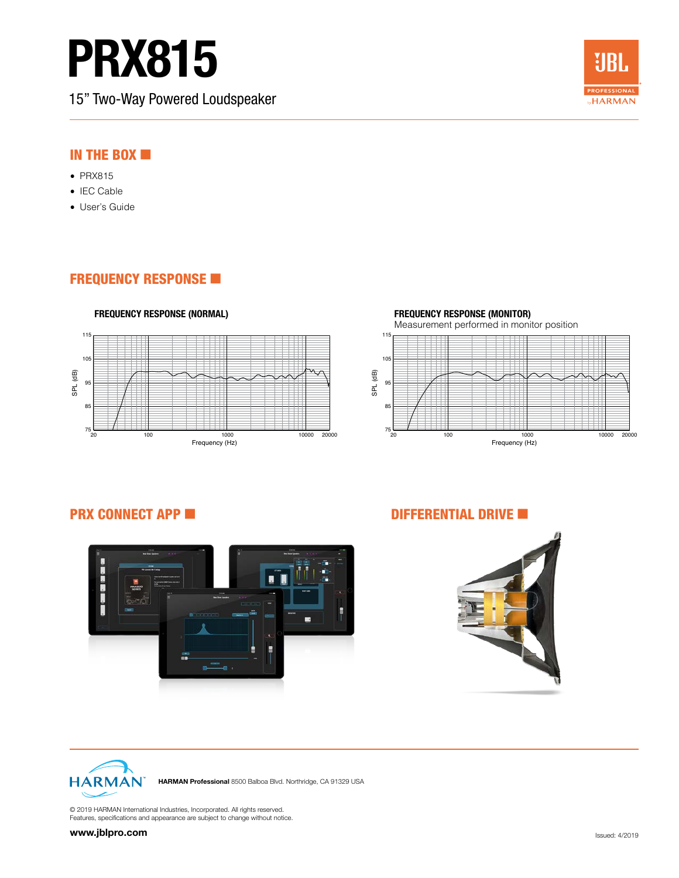# PRX815

15" Two-Way Powered Loudspeaker

## IN THE BOX

- PRX815
- IEC Cable
- User's Guide

## FREQUENCY RESPONSE

**FREQUENCY RESPONSE (NORMAL)**

115
105
95
85
75
SPL (dB)
20
100
1000
10000
20000
Frequency (Hz)

**FREQUENCY RESPONSE (MONITOR)**

Measurement performed in monitor position

115
105
95
85
75
SPL (dB)
20
100
1000
10000
20000
Frequency (Hz)

## PRX CONNECT APP

## DIFFERENTIAL DRIVE

**HARMAN Professional** 8500 Balboa Blvd. Northridge, CA 91329 USA

© 2019 HARMAN International Industries, Incorporated. All rights reserved.
Features, specifications and appearance are subject to change without notice.

**www.jblpro.com**

Issued: 4/2019